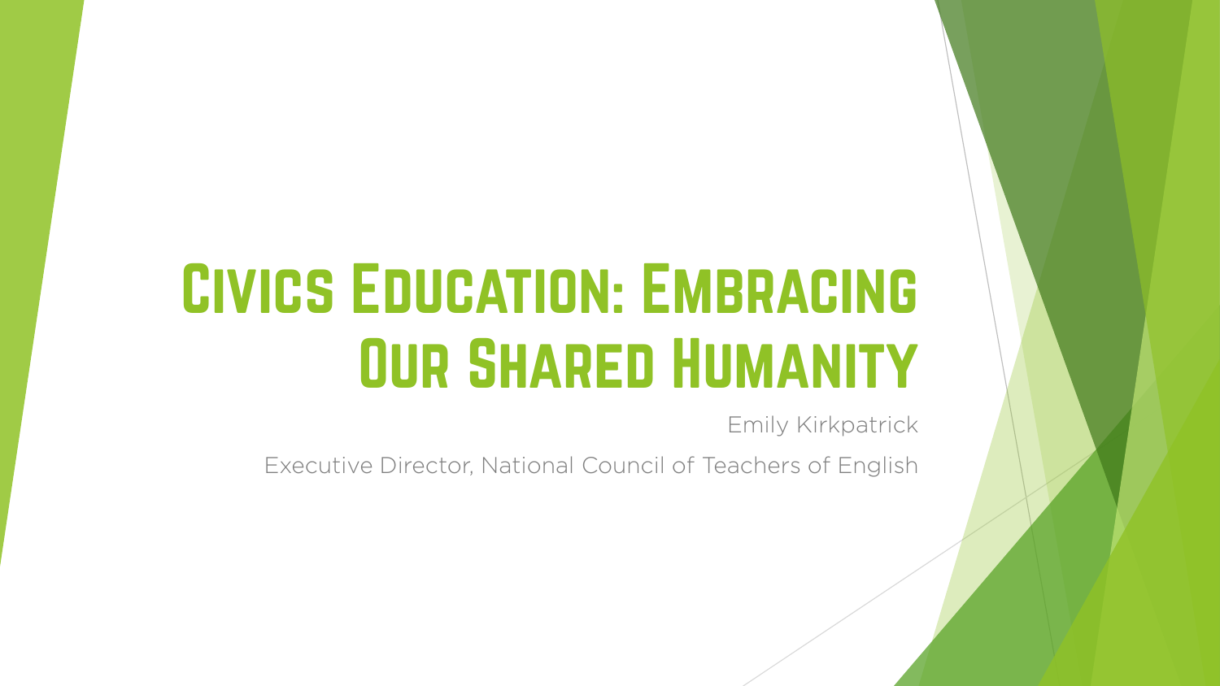# Civics Education: Embracing Our Shared Humanity

Emily Kirkpatrick

Executive Director, National Council of Teachers of English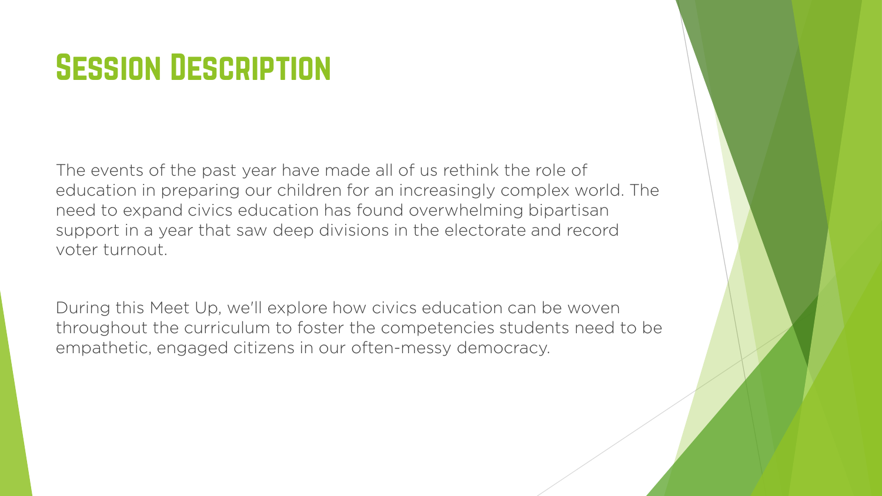# Session Description

The events of the past year have made all of us rethink the role of education in preparing our children for an increasingly complex world. The need to expand civics education has found overwhelming bipartisan support in a year that saw deep divisions in the electorate and record voter turnout.

During this Meet Up, we'll explore how civics education can be woven throughout the curriculum to foster the competencies students need to be empathetic, engaged citizens in our often-messy democracy.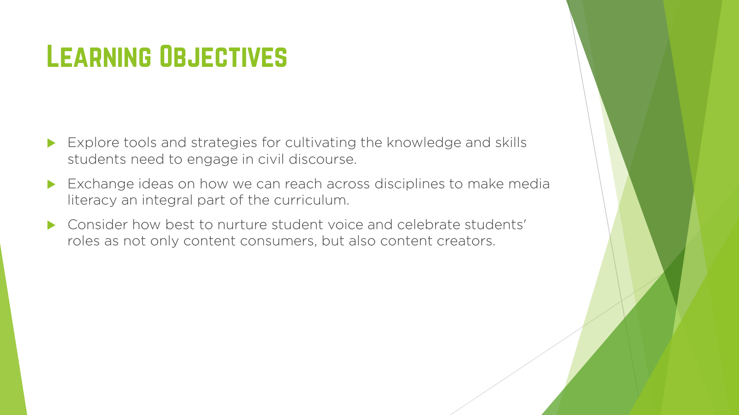# Learning Objectives

- Explore tools and strategies for cultivating the knowledge and skills students need to engage in civil discourse.
- Exchange ideas on how we can reach across disciplines to make media literacy an integral part of the curriculum.
- Consider how best to nurture student voice and celebrate students' roles as not only content consumers, but also content creators.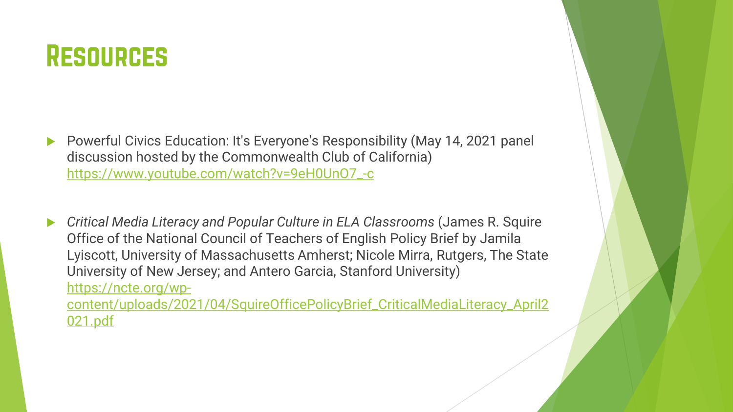# Resources

- Powerful Civics Education: It's Everyone's Responsibility (May 14, 2021 panel discussion hosted by the Commonwealth Club of California) https://www.youtube.com/watch?v=9eH0UnO7_-c

- *Critical Media Literacy and Popular Culture in ELA Classrooms* (James R. Squire Office of the National Council of Teachers of English Policy Brief by Jamila Lyiscott, University of Massachusetts Amherst; Nicole Mirra, Rutgers, The State University of New Jersey; and Antero Garcia, Stanford University) https://ncte.org/wp-content/uploads/2021/04/SquireOfficePolicyBrief_CriticalMediaLiteracy_April2021.pdf